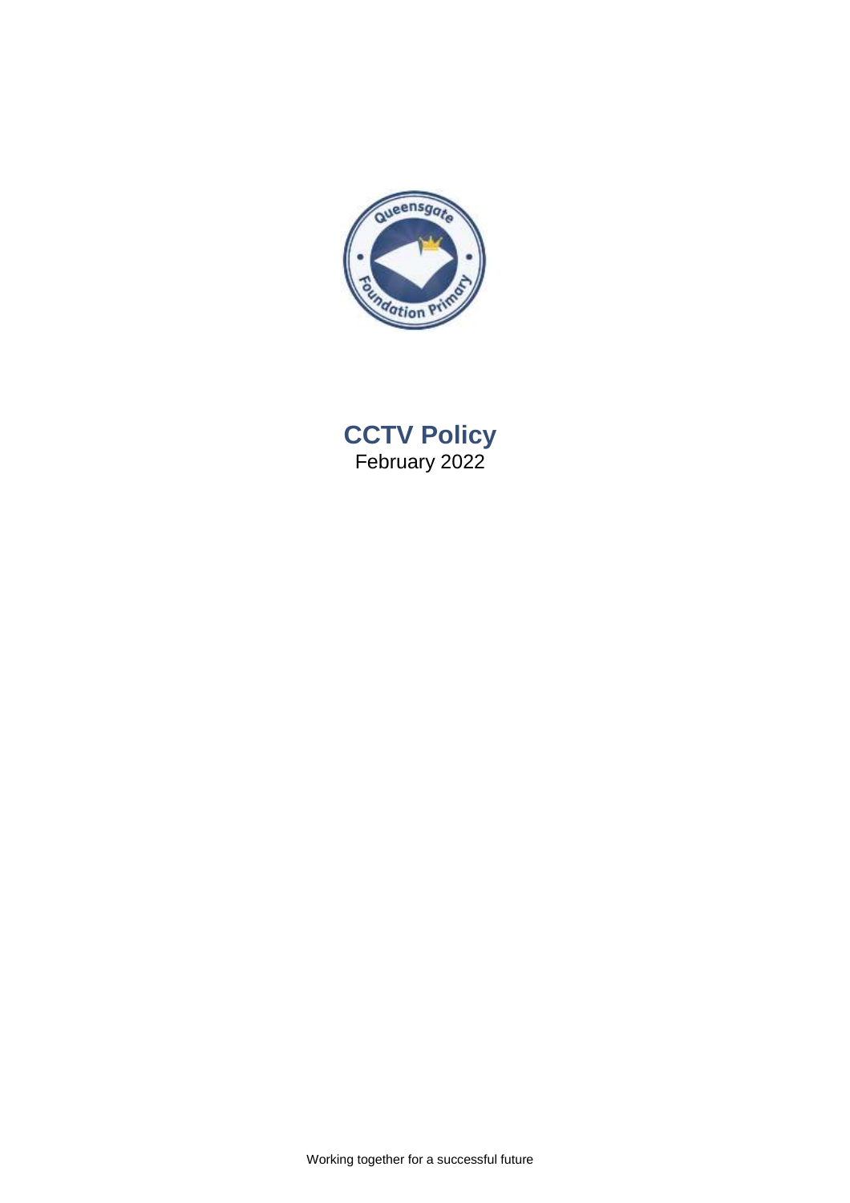# CCTV Policy

February 2022

Working together for a successful future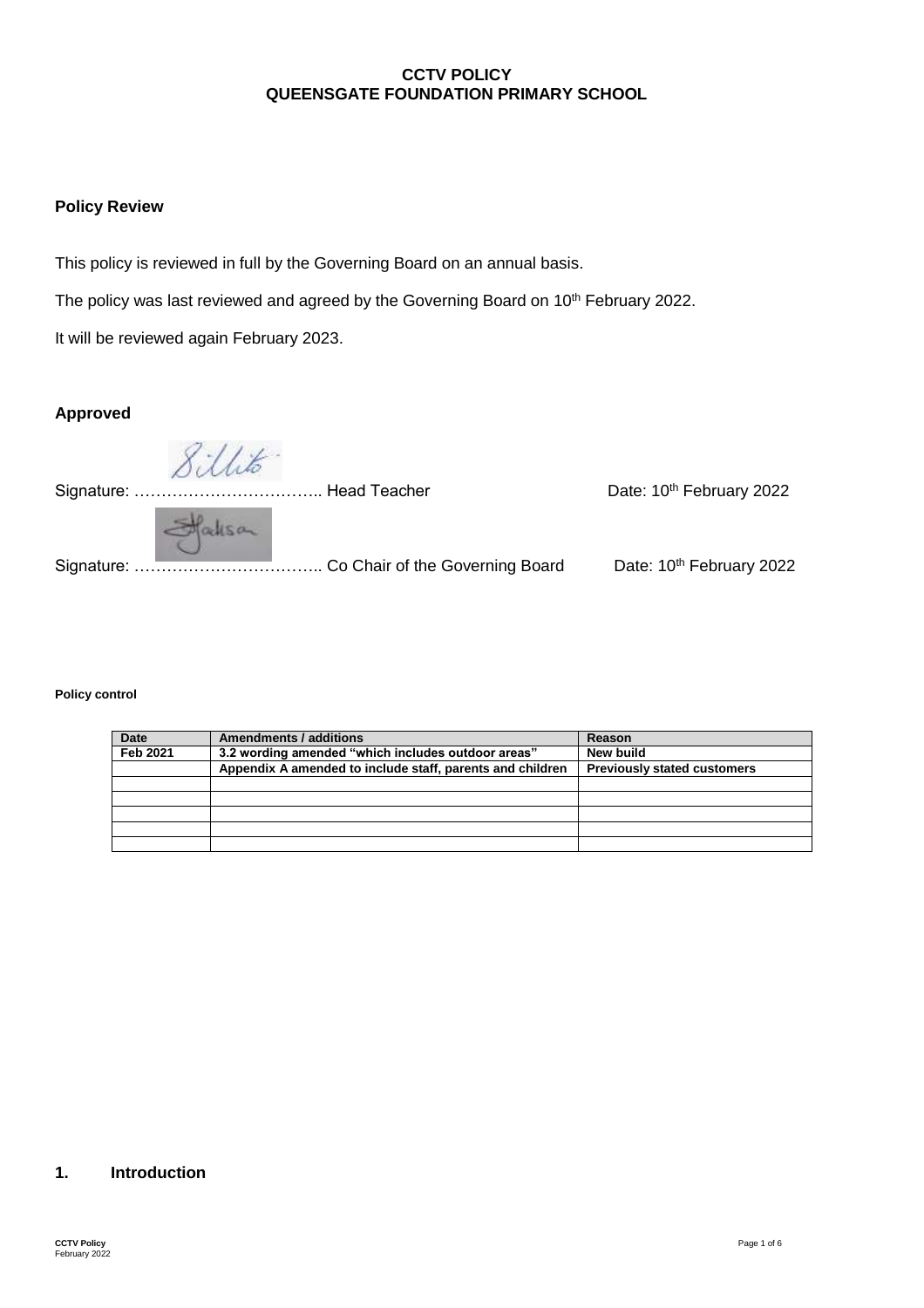**CCTV POLICY**
**QUEENSGATE FOUNDATION PRIMARY SCHOOL**

## Policy Review

This policy is reviewed in full by the Governing Board on an annual basis.

The policy was last reviewed and agreed by the Governing Board on 10th February 2022.

It will be reviewed again February 2023.

## Approved

Signature: …………………………….. Head Teacher Date: 10th February 2022

Signature: …………………………….. Co Chair of the Governing Board Date: 10th February 2022

**Policy control**

| Date | Amendments / additions | Reason |
|---|---|---|
| Feb 2021 | 3.2 wording amended "which includes outdoor areas" | New build |
| | Appendix A amended to include staff, parents and children | Previously stated customers |
| | | |
| | | |
| | | |
| | | |
| | | |

## 1. Introduction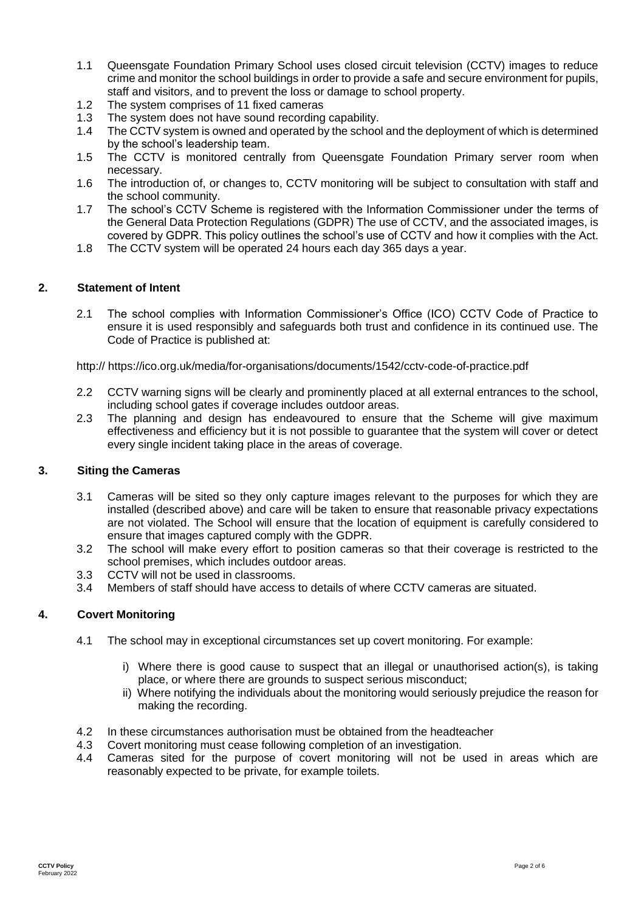1.1 Queensgate Foundation Primary School uses closed circuit television (CCTV) images to reduce crime and monitor the school buildings in order to provide a safe and secure environment for pupils, staff and visitors, and to prevent the loss or damage to school property.

1.2 The system comprises of 11 fixed cameras

1.3 The system does not have sound recording capability.

1.4 The CCTV system is owned and operated by the school and the deployment of which is determined by the school's leadership team.

1.5 The CCTV is monitored centrally from Queensgate Foundation Primary server room when necessary.

1.6 The introduction of, or changes to, CCTV monitoring will be subject to consultation with staff and the school community.

1.7 The school's CCTV Scheme is registered with the Information Commissioner under the terms of the General Data Protection Regulations (GDPR) The use of CCTV, and the associated images, is covered by GDPR. This policy outlines the school's use of CCTV and how it complies with the Act.

1.8 The CCTV system will be operated 24 hours each day 365 days a year.

## 2. Statement of Intent

2.1 The school complies with Information Commissioner's Office (ICO) CCTV Code of Practice to ensure it is used responsibly and safeguards both trust and confidence in its continued use. The Code of Practice is published at:

http:// https://ico.org.uk/media/for-organisations/documents/1542/cctv-code-of-practice.pdf

2.2 CCTV warning signs will be clearly and prominently placed at all external entrances to the school, including school gates if coverage includes outdoor areas.

2.3 The planning and design has endeavoured to ensure that the Scheme will give maximum effectiveness and efficiency but it is not possible to guarantee that the system will cover or detect every single incident taking place in the areas of coverage.

## 3. Siting the Cameras

3.1 Cameras will be sited so they only capture images relevant to the purposes for which they are installed (described above) and care will be taken to ensure that reasonable privacy expectations are not violated. The School will ensure that the location of equipment is carefully considered to ensure that images captured comply with the GDPR.

3.2 The school will make every effort to position cameras so that their coverage is restricted to the school premises, which includes outdoor areas.

3.3 CCTV will not be used in classrooms.

3.4 Members of staff should have access to details of where CCTV cameras are situated.

## 4. Covert Monitoring

4.1 The school may in exceptional circumstances set up covert monitoring. For example:

i) Where there is good cause to suspect that an illegal or unauthorised action(s), is taking place, or where there are grounds to suspect serious misconduct;

ii) Where notifying the individuals about the monitoring would seriously prejudice the reason for making the recording.

4.2 In these circumstances authorisation must be obtained from the headteacher

4.3 Covert monitoring must cease following completion of an investigation.

4.4 Cameras sited for the purpose of covert monitoring will not be used in areas which are reasonably expected to be private, for example toilets.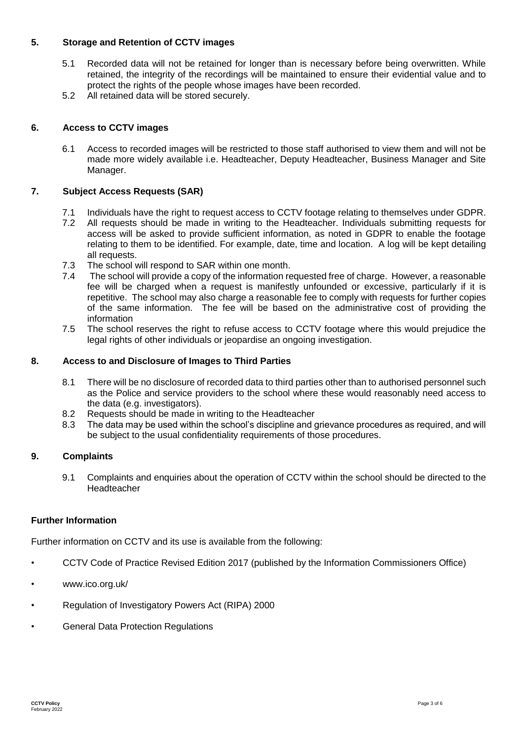## 5. Storage and Retention of CCTV images

5.1 Recorded data will not be retained for longer than is necessary before being overwritten. While retained, the integrity of the recordings will be maintained to ensure their evidential value and to protect the rights of the people whose images have been recorded.

5.2 All retained data will be stored securely.

## 6. Access to CCTV images

6.1 Access to recorded images will be restricted to those staff authorised to view them and will not be made more widely available i.e. Headteacher, Deputy Headteacher, Business Manager and Site Manager.

## 7. Subject Access Requests (SAR)

7.1 Individuals have the right to request access to CCTV footage relating to themselves under GDPR.

7.2 All requests should be made in writing to the Headteacher. Individuals submitting requests for access will be asked to provide sufficient information, as noted in GDPR to enable the footage relating to them to be identified. For example, date, time and location. A log will be kept detailing all requests.

7.3 The school will respond to SAR within one month.

7.4 The school will provide a copy of the information requested free of charge. However, a reasonable fee will be charged when a request is manifestly unfounded or excessive, particularly if it is repetitive. The school may also charge a reasonable fee to comply with requests for further copies of the same information. The fee will be based on the administrative cost of providing the information

7.5 The school reserves the right to refuse access to CCTV footage where this would prejudice the legal rights of other individuals or jeopardise an ongoing investigation.

## 8. Access to and Disclosure of Images to Third Parties

8.1 There will be no disclosure of recorded data to third parties other than to authorised personnel such as the Police and service providers to the school where these would reasonably need access to the data (e.g. investigators).

8.2 Requests should be made in writing to the Headteacher

8.3 The data may be used within the school's discipline and grievance procedures as required, and will be subject to the usual confidentiality requirements of those procedures.

## 9. Complaints

9.1 Complaints and enquiries about the operation of CCTV within the school should be directed to the Headteacher

### Further Information

Further information on CCTV and its use is available from the following:

- CCTV Code of Practice Revised Edition 2017 (published by the Information Commissioners Office)
- www.ico.org.uk/
- Regulation of Investigatory Powers Act (RIPA) 2000
- General Data Protection Regulations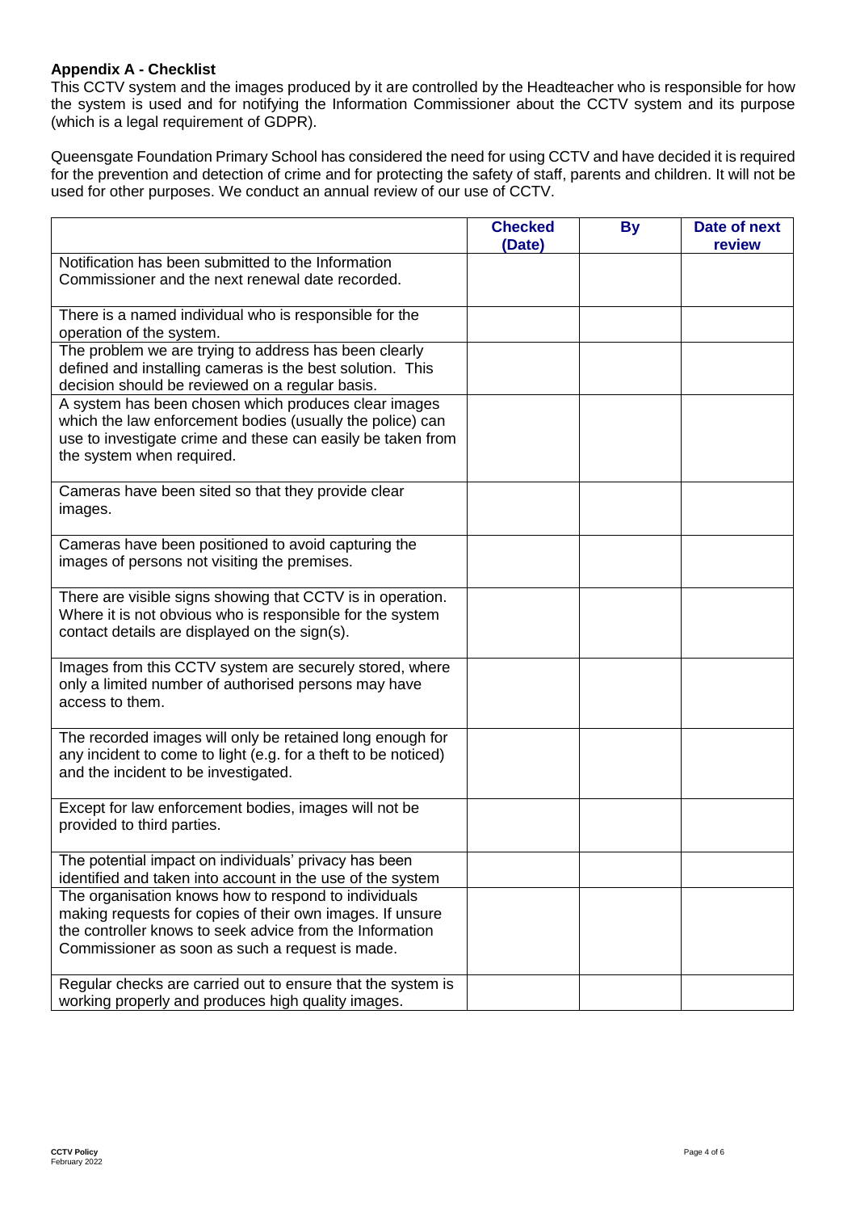### Appendix A - Checklist

This CCTV system and the images produced by it are controlled by the Headteacher who is responsible for how the system is used and for notifying the Information Commissioner about the CCTV system and its purpose (which is a legal requirement of GDPR).

Queensgate Foundation Primary School has considered the need for using CCTV and have decided it is required for the prevention and detection of crime and for protecting the safety of staff, parents and children. It will not be used for other purposes. We conduct an annual review of our use of CCTV.

| | Checked (Date) | By | Date of next review |
|---|---|---|---|
| Notification has been submitted to the Information Commissioner and the next renewal date recorded. | | | |
| There is a named individual who is responsible for the operation of the system. | | | |
| The problem we are trying to address has been clearly defined and installing cameras is the best solution. This decision should be reviewed on a regular basis. | | | |
| A system has been chosen which produces clear images which the law enforcement bodies (usually the police) can use to investigate crime and these can easily be taken from the system when required. | | | |
| Cameras have been sited so that they provide clear images. | | | |
| Cameras have been positioned to avoid capturing the images of persons not visiting the premises. | | | |
| There are visible signs showing that CCTV is in operation. Where it is not obvious who is responsible for the system contact details are displayed on the sign(s). | | | |
| Images from this CCTV system are securely stored, where only a limited number of authorised persons may have access to them. | | | |
| The recorded images will only be retained long enough for any incident to come to light (e.g. for a theft to be noticed) and the incident to be investigated. | | | |
| Except for law enforcement bodies, images will not be provided to third parties. | | | |
| The potential impact on individuals' privacy has been identified and taken into account in the use of the system | | | |
| The organisation knows how to respond to individuals making requests for copies of their own images. If unsure the controller knows to seek advice from the Information Commissioner as soon as such a request is made. | | | |
| Regular checks are carried out to ensure that the system is working properly and produces high quality images. | | | |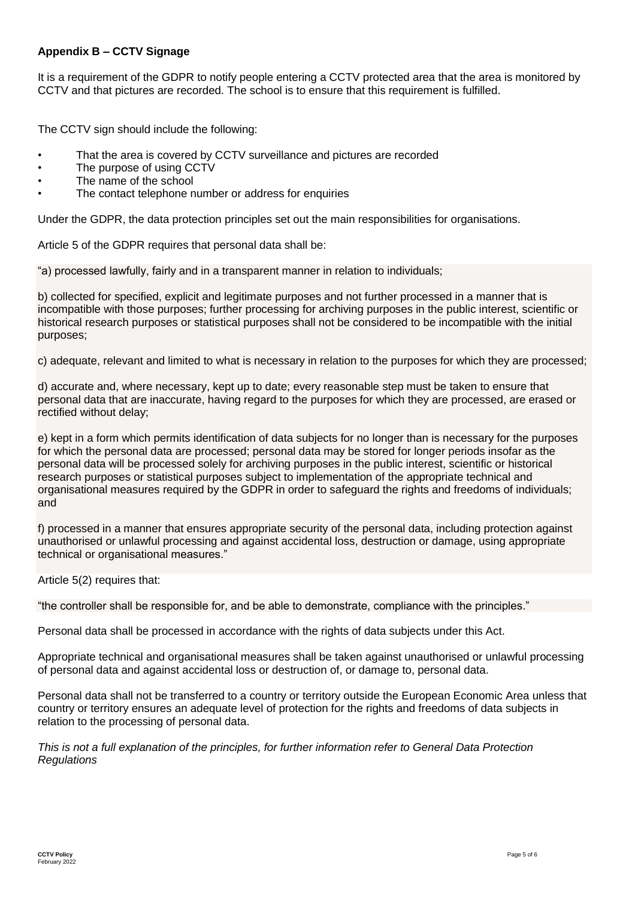### Appendix B – CCTV Signage

It is a requirement of the GDPR to notify people entering a CCTV protected area that the area is monitored by CCTV and that pictures are recorded. The school is to ensure that this requirement is fulfilled.

The CCTV sign should include the following:

- That the area is covered by CCTV surveillance and pictures are recorded
- The purpose of using CCTV
- The name of the school
- The contact telephone number or address for enquiries

Under the GDPR, the data protection principles set out the main responsibilities for organisations.

Article 5 of the GDPR requires that personal data shall be:

> "a) processed lawfully, fairly and in a transparent manner in relation to individuals;
>
> b) collected for specified, explicit and legitimate purposes and not further processed in a manner that is incompatible with those purposes; further processing for archiving purposes in the public interest, scientific or historical research purposes or statistical purposes shall not be considered to be incompatible with the initial purposes;
>
> c) adequate, relevant and limited to what is necessary in relation to the purposes for which they are processed;
>
> d) accurate and, where necessary, kept up to date; every reasonable step must be taken to ensure that personal data that are inaccurate, having regard to the purposes for which they are processed, are erased or rectified without delay;
>
> e) kept in a form which permits identification of data subjects for no longer than is necessary for the purposes for which the personal data are processed; personal data may be stored for longer periods insofar as the personal data will be processed solely for archiving purposes in the public interest, scientific or historical research purposes or statistical purposes subject to implementation of the appropriate technical and organisational measures required by the GDPR in order to safeguard the rights and freedoms of individuals; and
>
> f) processed in a manner that ensures appropriate security of the personal data, including protection against unauthorised or unlawful processing and against accidental loss, destruction or damage, using appropriate technical or organisational measures."

Article 5(2) requires that:

> "the controller shall be responsible for, and be able to demonstrate, compliance with the principles."

Personal data shall be processed in accordance with the rights of data subjects under this Act.

Appropriate technical and organisational measures shall be taken against unauthorised or unlawful processing of personal data and against accidental loss or destruction of, or damage to, personal data.

Personal data shall not be transferred to a country or territory outside the European Economic Area unless that country or territory ensures an adequate level of protection for the rights and freedoms of data subjects in relation to the processing of personal data.

*This is not a full explanation of the principles, for further information refer to General Data Protection Regulations*